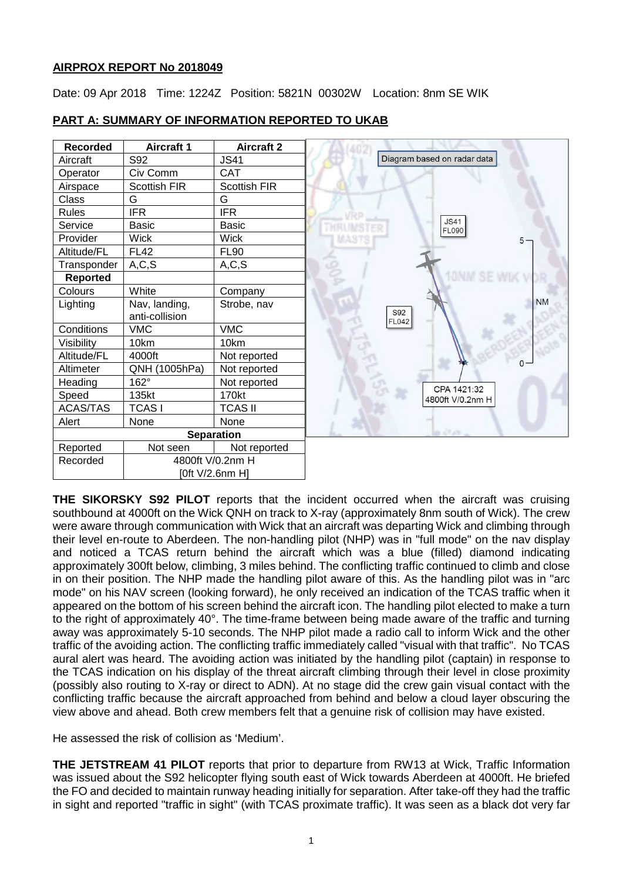## AIRPROX REPORT No 2018049

Date: 09 Apr 2018 Time: 1224Z Position: 5821N 00302W Location: 8nm SE WIK

### PART A: SUMMARY OF INFORMATION REPORTED TO UKAB

| Recorded | Aircraft 1 | Aircraft 2 |
|---|---|---|
| Aircraft | S92 | JS41 |
| Operator | Civ Comm | CAT |
| Airspace | Scottish FIR | Scottish FIR |
| Class | G | G |
| Rules | IFR | IFR |
| Service | Basic | Basic |
| Provider | Wick | Wick |
| Altitude/FL | FL42 | FL90 |
| Transponder | A,C,S | A,C,S |
| **Reported** | | |
| Colours | White | Company |
| Lighting | Nav, landing, anti-collision | Strobe, nav |
| Conditions | VMC | VMC |
| Visibility | 10km | 10km |
| Altitude/FL | 4000ft | Not reported |
| Altimeter | QNH (1005hPa) | Not reported |
| Heading | 162° | Not reported |
| Speed | 135kt | 170kt |
| ACAS/TAS | TCAS I | TCAS II |
| Alert | None | None |
| **Separation** | | |
| Reported | Not seen | Not reported |
| Recorded | 4800ft V/0.2nm H [0ft V/2.6nm H] | |

Diagram based on radar data

**THE SIKORSKY S92 PILOT** reports that the incident occurred when the aircraft was cruising southbound at 4000ft on the Wick QNH on track to X-ray (approximately 8nm south of Wick). The crew were aware through communication with Wick that an aircraft was departing Wick and climbing through their level en-route to Aberdeen. The non-handling pilot (NHP) was in "full mode" on the nav display and noticed a TCAS return behind the aircraft which was a blue (filled) diamond indicating approximately 300ft below, climbing, 3 miles behind. The conflicting traffic continued to climb and close in on their position. The NHP made the handling pilot aware of this. As the handling pilot was in "arc mode" on his NAV screen (looking forward), he only received an indication of the TCAS traffic when it appeared on the bottom of his screen behind the aircraft icon. The handling pilot elected to make a turn to the right of approximately 40°. The time-frame between being made aware of the traffic and turning away was approximately 5-10 seconds. The NHP pilot made a radio call to inform Wick and the other traffic of the avoiding action. The conflicting traffic immediately called "visual with that traffic". No TCAS aural alert was heard. The avoiding action was initiated by the handling pilot (captain) in response to the TCAS indication on his display of the threat aircraft climbing through their level in close proximity (possibly also routing to X-ray or direct to ADN). At no stage did the crew gain visual contact with the conflicting traffic because the aircraft approached from behind and below a cloud layer obscuring the view above and ahead. Both crew members felt that a genuine risk of collision may have existed.

He assessed the risk of collision as 'Medium'.

**THE JETSTREAM 41 PILOT** reports that prior to departure from RW13 at Wick, Traffic Information was issued about the S92 helicopter flying south east of Wick towards Aberdeen at 4000ft. He briefed the FO and decided to maintain runway heading initially for separation. After take-off they had the traffic in sight and reported "traffic in sight" (with TCAS proximate traffic). It was seen as a black dot very far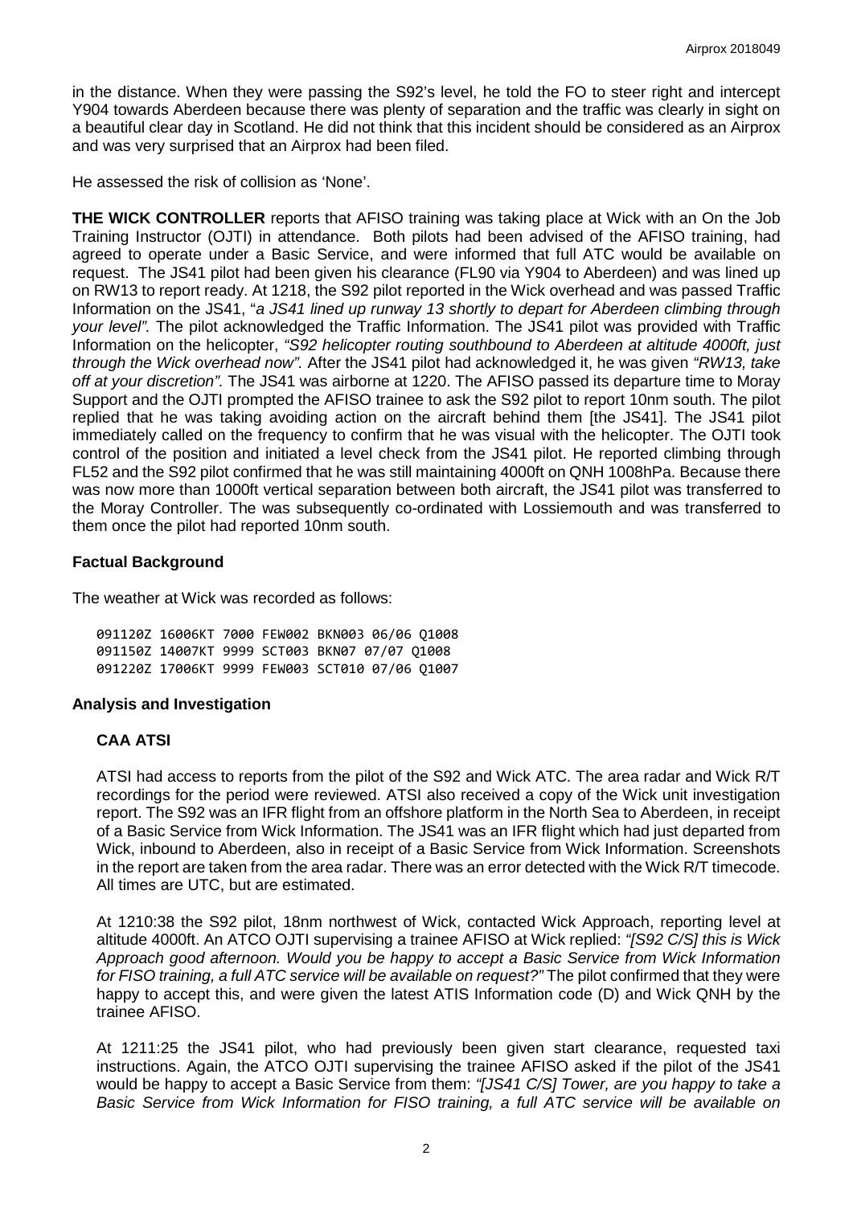in the distance. When they were passing the S92's level, he told the FO to steer right and intercept Y904 towards Aberdeen because there was plenty of separation and the traffic was clearly in sight on a beautiful clear day in Scotland. He did not think that this incident should be considered as an Airprox and was very surprised that an Airprox had been filed.

He assessed the risk of collision as 'None'.

**THE WICK CONTROLLER** reports that AFISO training was taking place at Wick with an On the Job Training Instructor (OJTI) in attendance. Both pilots had been advised of the AFISO training, had agreed to operate under a Basic Service, and were informed that full ATC would be available on request. The JS41 pilot had been given his clearance (FL90 via Y904 to Aberdeen) and was lined up on RW13 to report ready. At 1218, the S92 pilot reported in the Wick overhead and was passed Traffic Information on the JS41, "*a JS41 lined up runway 13 shortly to depart for Aberdeen climbing through your level".* The pilot acknowledged the Traffic Information. The JS41 pilot was provided with Traffic Information on the helicopter, *"S92 helicopter routing southbound to Aberdeen at altitude 4000ft, just through the Wick overhead now".* After the JS41 pilot had acknowledged it, he was given *"RW13, take off at your discretion".* The JS41 was airborne at 1220. The AFISO passed its departure time to Moray Support and the OJTI prompted the AFISO trainee to ask the S92 pilot to report 10nm south. The pilot replied that he was taking avoiding action on the aircraft behind them [the JS41]. The JS41 pilot immediately called on the frequency to confirm that he was visual with the helicopter. The OJTI took control of the position and initiated a level check from the JS41 pilot. He reported climbing through FL52 and the S92 pilot confirmed that he was still maintaining 4000ft on QNH 1008hPa. Because there was now more than 1000ft vertical separation between both aircraft, the JS41 pilot was transferred to the Moray Controller. The was subsequently co-ordinated with Lossiemouth and was transferred to them once the pilot had reported 10nm south.

## Factual Background

The weather at Wick was recorded as follows:

```
091120Z 16006KT 7000 FEW002 BKN003 06/06 Q1008
091150Z 14007KT 9999 SCT003 BKN07 07/07 Q1008
091220Z 17006KT 9999 FEW003 SCT010 07/06 Q1007
```

## Analysis and Investigation

### CAA ATSI

ATSI had access to reports from the pilot of the S92 and Wick ATC. The area radar and Wick R/T recordings for the period were reviewed. ATSI also received a copy of the Wick unit investigation report. The S92 was an IFR flight from an offshore platform in the North Sea to Aberdeen, in receipt of a Basic Service from Wick Information. The JS41 was an IFR flight which had just departed from Wick, inbound to Aberdeen, also in receipt of a Basic Service from Wick Information. Screenshots in the report are taken from the area radar. There was an error detected with the Wick R/T timecode. All times are UTC, but are estimated.

At 1210:38 the S92 pilot, 18nm northwest of Wick, contacted Wick Approach, reporting level at altitude 4000ft. An ATCO OJTI supervising a trainee AFISO at Wick replied: *"[S92 C/S] this is Wick Approach good afternoon. Would you be happy to accept a Basic Service from Wick Information for FISO training, a full ATC service will be available on request?"* The pilot confirmed that they were happy to accept this, and were given the latest ATIS Information code (D) and Wick QNH by the trainee AFISO.

At 1211:25 the JS41 pilot, who had previously been given start clearance, requested taxi instructions. Again, the ATCO OJTI supervising the trainee AFISO asked if the pilot of the JS41 would be happy to accept a Basic Service from them: *"[JS41 C/S] Tower, are you happy to take a Basic Service from Wick Information for FISO training, a full ATC service will be available on*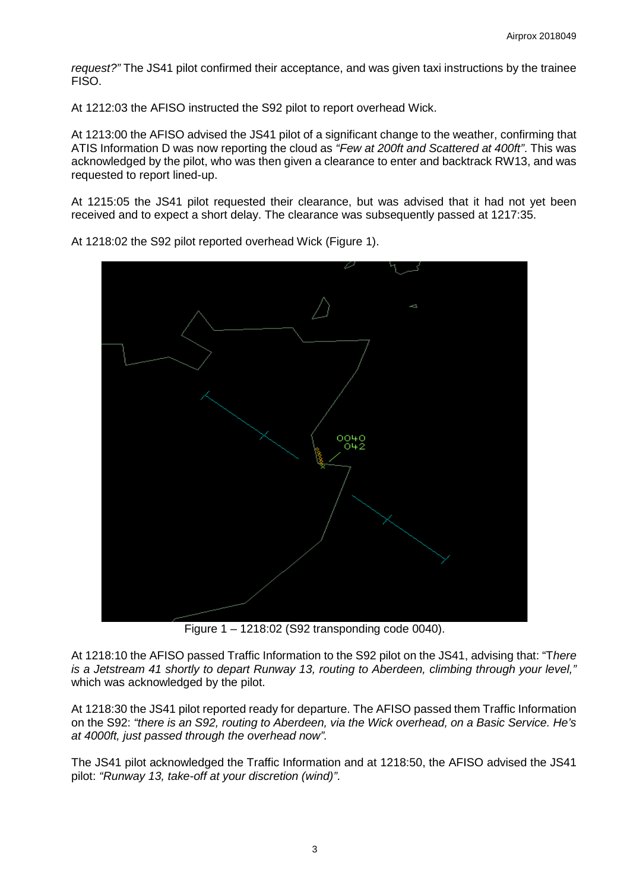*request?"* The JS41 pilot confirmed their acceptance, and was given taxi instructions by the trainee FISO.

At 1212:03 the AFISO instructed the S92 pilot to report overhead Wick.

At 1213:00 the AFISO advised the JS41 pilot of a significant change to the weather, confirming that ATIS Information D was now reporting the cloud as *"Few at 200ft and Scattered at 400ft"*. This was acknowledged by the pilot, who was then given a clearance to enter and backtrack RW13, and was requested to report lined-up.

At 1215:05 the JS41 pilot requested their clearance, but was advised that it had not yet been received and to expect a short delay. The clearance was subsequently passed at 1217:35.

At 1218:02 the S92 pilot reported overhead Wick (Figure 1).

Figure 1 – 1218:02 (S92 transponding code 0040).

At 1218:10 the AFISO passed Traffic Information to the S92 pilot on the JS41, advising that: "T*here is a Jetstream 41 shortly to depart Runway 13, routing to Aberdeen, climbing through your level,"* which was acknowledged by the pilot.

At 1218:30 the JS41 pilot reported ready for departure. The AFISO passed them Traffic Information on the S92: *"there is an S92, routing to Aberdeen, via the Wick overhead, on a Basic Service. He's at 4000ft, just passed through the overhead now".*

The JS41 pilot acknowledged the Traffic Information and at 1218:50, the AFISO advised the JS41 pilot: *"Runway 13, take-off at your discretion (wind)"*.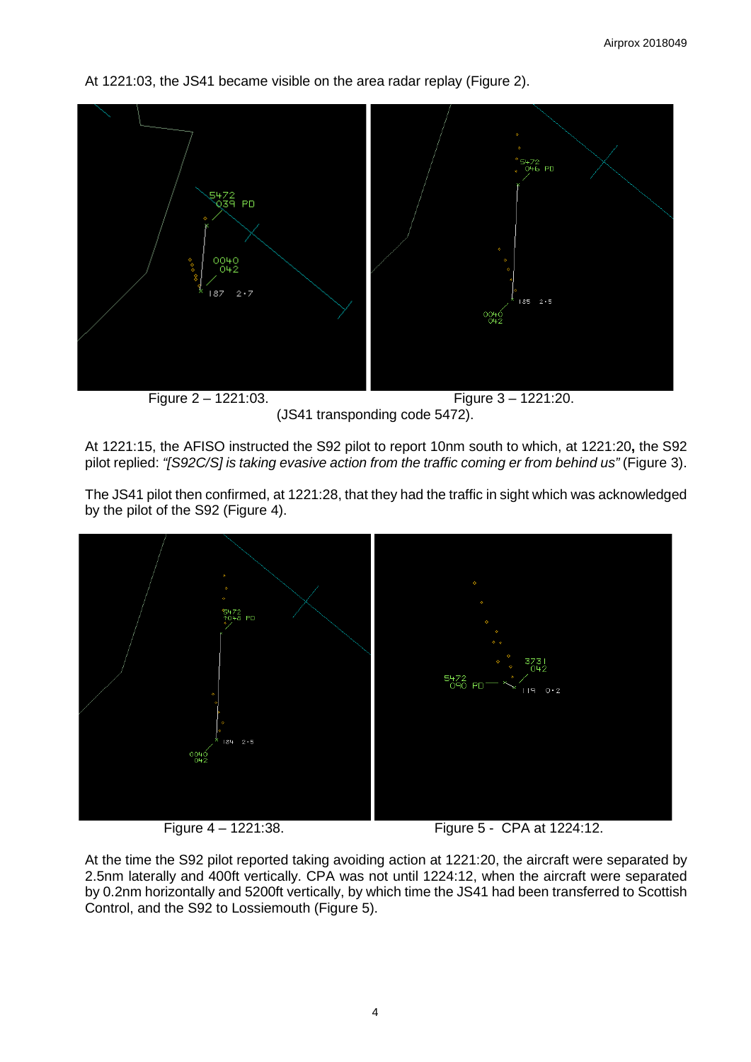At 1221:03, the JS41 became visible on the area radar replay (Figure 2).

Figure 2 – 1221:03. Figure 3 – 1221:20.

(JS41 transponding code 5472).

At 1221:15, the AFISO instructed the S92 pilot to report 10nm south to which, at 1221:20**,** the S92 pilot replied: *"[S92C/S] is taking evasive action from the traffic coming er from behind us"* (Figure 3).

The JS41 pilot then confirmed, at 1221:28, that they had the traffic in sight which was acknowledged by the pilot of the S92 (Figure 4).

Figure 4 – 1221:38. Figure 5 - CPA at 1224:12.

At the time the S92 pilot reported taking avoiding action at 1221:20, the aircraft were separated by 2.5nm laterally and 400ft vertically. CPA was not until 1224:12, when the aircraft were separated by 0.2nm horizontally and 5200ft vertically, by which time the JS41 had been transferred to Scottish Control, and the S92 to Lossiemouth (Figure 5).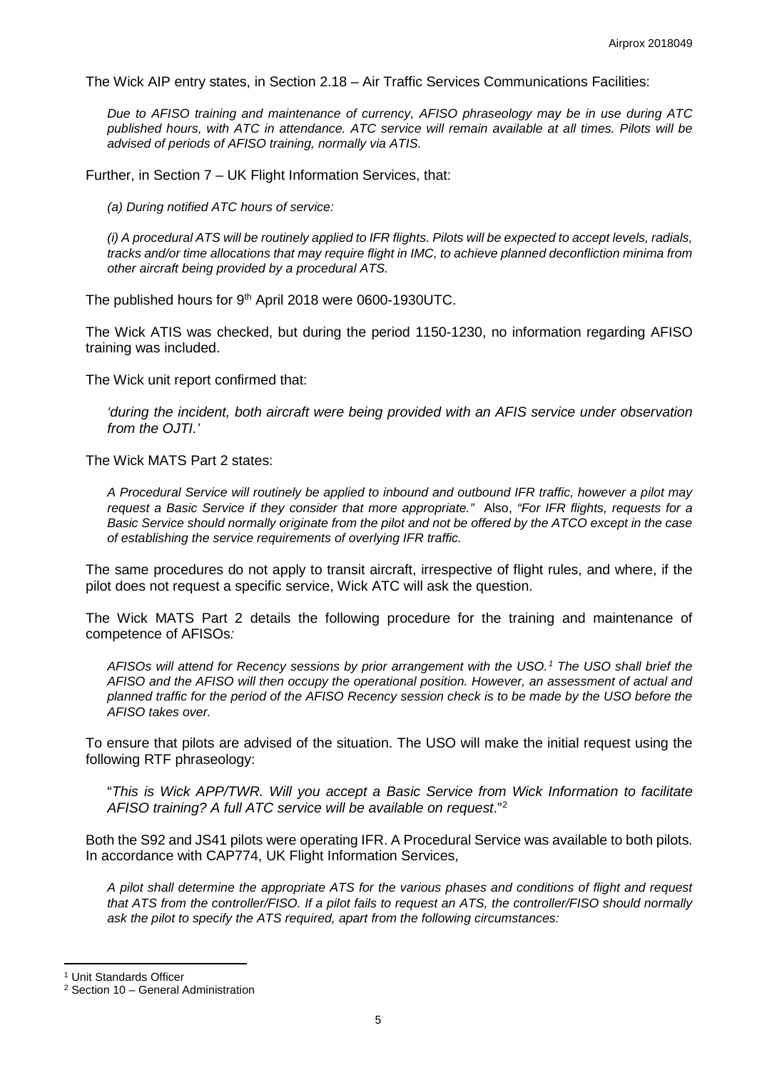The Wick AIP entry states, in Section 2.18 – Air Traffic Services Communications Facilities:

> *Due to AFISO training and maintenance of currency, AFISO phraseology may be in use during ATC published hours, with ATC in attendance. ATC service will remain available at all times. Pilots will be advised of periods of AFISO training, normally via ATIS.*

Further, in Section 7 – UK Flight Information Services, that:

> *(a) During notified ATC hours of service:*
>
> *(i) A procedural ATS will be routinely applied to IFR flights. Pilots will be expected to accept levels, radials, tracks and/or time allocations that may require flight in IMC, to achieve planned deconfliction minima from other aircraft being provided by a procedural ATS.*

The published hours for 9th April 2018 were 0600-1930UTC.

The Wick ATIS was checked, but during the period 1150-1230, no information regarding AFISO training was included.

The Wick unit report confirmed that:

> *'during the incident, both aircraft were being provided with an AFIS service under observation from the OJTI.'*

The Wick MATS Part 2 states:

> *A Procedural Service will routinely be applied to inbound and outbound IFR traffic, however a pilot may request a Basic Service if they consider that more appropriate."* Also, *"For IFR flights, requests for a Basic Service should normally originate from the pilot and not be offered by the ATCO except in the case of establishing the service requirements of overlying IFR traffic.*

The same procedures do not apply to transit aircraft, irrespective of flight rules, and where, if the pilot does not request a specific service, Wick ATC will ask the question.

The Wick MATS Part 2 details the following procedure for the training and maintenance of competence of AFISOs*:*

> *AFISOs will attend for Recency sessions by prior arrangement with the USO.[1] The USO shall brief the AFISO and the AFISO will then occupy the operational position. However, an assessment of actual and planned traffic for the period of the AFISO Recency session check is to be made by the USO before the AFISO takes over.*

To ensure that pilots are advised of the situation. The USO will make the initial request using the following RTF phraseology:

> "*This is Wick APP/TWR. Will you accept a Basic Service from Wick Information to facilitate AFISO training? A full ATC service will be available on request*."[2]

Both the S92 and JS41 pilots were operating IFR. A Procedural Service was available to both pilots. In accordance with CAP774, UK Flight Information Services,

> *A pilot shall determine the appropriate ATS for the various phases and conditions of flight and request that ATS from the controller/FISO. If a pilot fails to request an ATS, the controller/FISO should normally ask the pilot to specify the ATS required, apart from the following circumstances:*

---

[1] Unit Standards Officer

[2] Section 10 – General Administration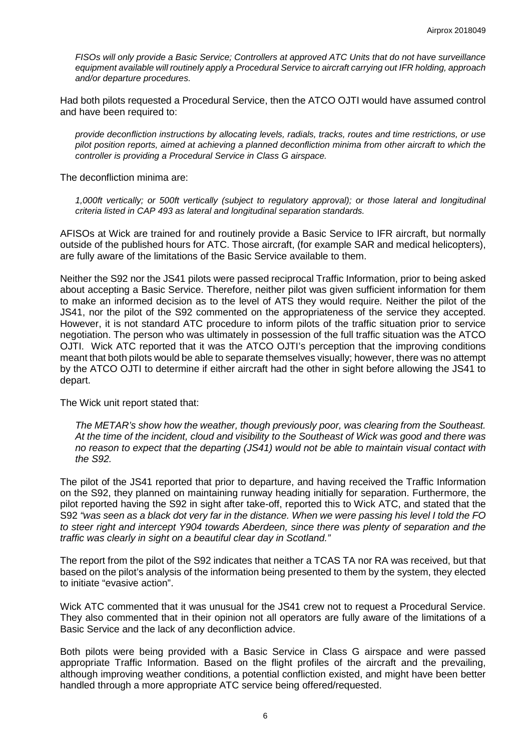*FISOs will only provide a Basic Service; Controllers at approved ATC Units that do not have surveillance equipment available will routinely apply a Procedural Service to aircraft carrying out IFR holding, approach and/or departure procedures.*

Had both pilots requested a Procedural Service, then the ATCO OJTI would have assumed control and have been required to:

*provide deconfliction instructions by allocating levels, radials, tracks, routes and time restrictions, or use pilot position reports, aimed at achieving a planned deconfliction minima from other aircraft to which the controller is providing a Procedural Service in Class G airspace.*

The deconfliction minima are:

*1,000ft vertically; or 500ft vertically (subject to regulatory approval); or those lateral and longitudinal criteria listed in CAP 493 as lateral and longitudinal separation standards.*

AFISOs at Wick are trained for and routinely provide a Basic Service to IFR aircraft, but normally outside of the published hours for ATC. Those aircraft, (for example SAR and medical helicopters), are fully aware of the limitations of the Basic Service available to them.

Neither the S92 nor the JS41 pilots were passed reciprocal Traffic Information, prior to being asked about accepting a Basic Service. Therefore, neither pilot was given sufficient information for them to make an informed decision as to the level of ATS they would require. Neither the pilot of the JS41, nor the pilot of the S92 commented on the appropriateness of the service they accepted. However, it is not standard ATC procedure to inform pilots of the traffic situation prior to service negotiation. The person who was ultimately in possession of the full traffic situation was the ATCO OJTI. Wick ATC reported that it was the ATCO OJTI's perception that the improving conditions meant that both pilots would be able to separate themselves visually; however, there was no attempt by the ATCO OJTI to determine if either aircraft had the other in sight before allowing the JS41 to depart.

The Wick unit report stated that:

*The METAR's show how the weather, though previously poor, was clearing from the Southeast. At the time of the incident, cloud and visibility to the Southeast of Wick was good and there was no reason to expect that the departing (JS41) would not be able to maintain visual contact with the S92.*

The pilot of the JS41 reported that prior to departure, and having received the Traffic Information on the S92, they planned on maintaining runway heading initially for separation. Furthermore, the pilot reported having the S92 in sight after take-off, reported this to Wick ATC, and stated that the S92 *"was seen as a black dot very far in the distance. When we were passing his level I told the FO to steer right and intercept Y904 towards Aberdeen, since there was plenty of separation and the traffic was clearly in sight on a beautiful clear day in Scotland."*

The report from the pilot of the S92 indicates that neither a TCAS TA nor RA was received, but that based on the pilot's analysis of the information being presented to them by the system, they elected to initiate "evasive action".

Wick ATC commented that it was unusual for the JS41 crew not to request a Procedural Service. They also commented that in their opinion not all operators are fully aware of the limitations of a Basic Service and the lack of any deconfliction advice.

Both pilots were being provided with a Basic Service in Class G airspace and were passed appropriate Traffic Information. Based on the flight profiles of the aircraft and the prevailing, although improving weather conditions, a potential confliction existed, and might have been better handled through a more appropriate ATC service being offered/requested.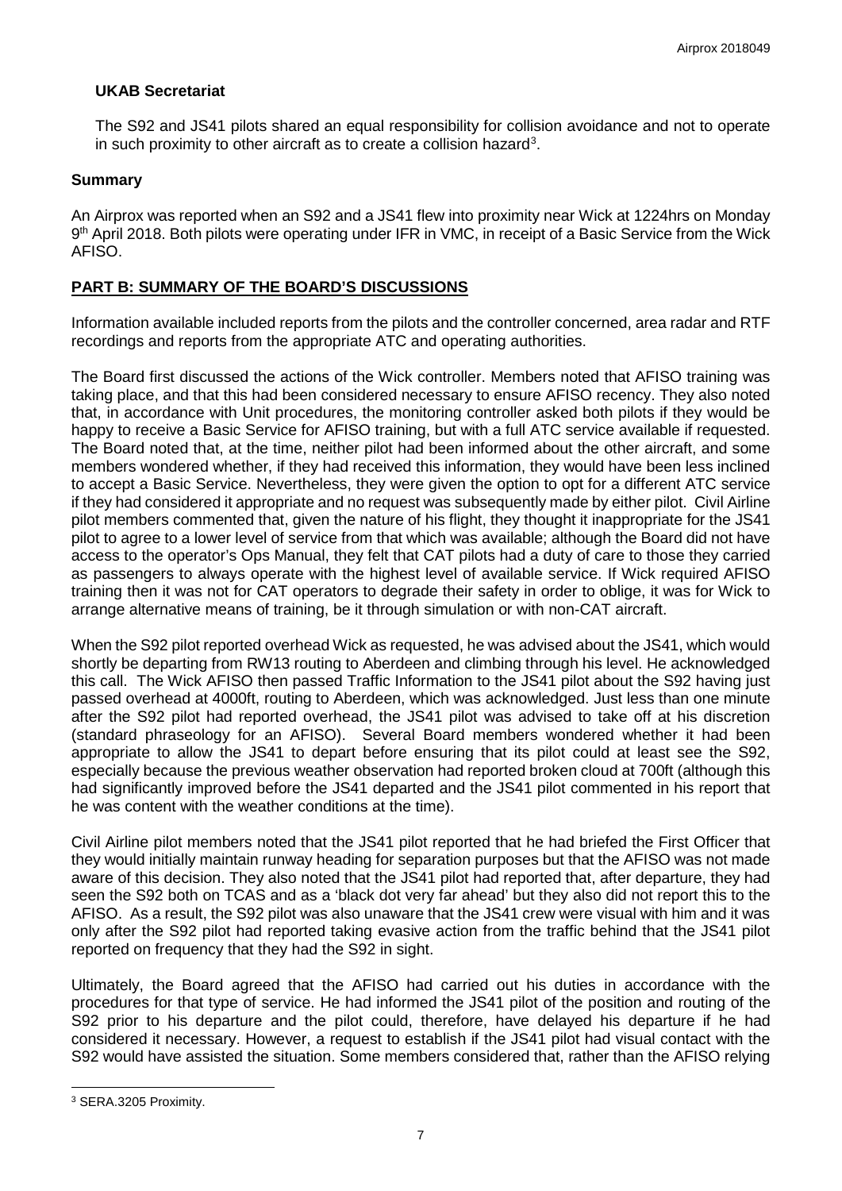### UKAB Secretariat

The S92 and JS41 pilots shared an equal responsibility for collision avoidance and not to operate in such proximity to other aircraft as to create a collision hazard[3].

### Summary

An Airprox was reported when an S92 and a JS41 flew into proximity near Wick at 1224hrs on Monday 9th April 2018. Both pilots were operating under IFR in VMC, in receipt of a Basic Service from the Wick AFISO.

## PART B: SUMMARY OF THE BOARD'S DISCUSSIONS

Information available included reports from the pilots and the controller concerned, area radar and RTF recordings and reports from the appropriate ATC and operating authorities.

The Board first discussed the actions of the Wick controller. Members noted that AFISO training was taking place, and that this had been considered necessary to ensure AFISO recency. They also noted that, in accordance with Unit procedures, the monitoring controller asked both pilots if they would be happy to receive a Basic Service for AFISO training, but with a full ATC service available if requested. The Board noted that, at the time, neither pilot had been informed about the other aircraft, and some members wondered whether, if they had received this information, they would have been less inclined to accept a Basic Service. Nevertheless, they were given the option to opt for a different ATC service if they had considered it appropriate and no request was subsequently made by either pilot. Civil Airline pilot members commented that, given the nature of his flight, they thought it inappropriate for the JS41 pilot to agree to a lower level of service from that which was available; although the Board did not have access to the operator's Ops Manual, they felt that CAT pilots had a duty of care to those they carried as passengers to always operate with the highest level of available service. If Wick required AFISO training then it was not for CAT operators to degrade their safety in order to oblige, it was for Wick to arrange alternative means of training, be it through simulation or with non-CAT aircraft.

When the S92 pilot reported overhead Wick as requested, he was advised about the JS41, which would shortly be departing from RW13 routing to Aberdeen and climbing through his level. He acknowledged this call. The Wick AFISO then passed Traffic Information to the JS41 pilot about the S92 having just passed overhead at 4000ft, routing to Aberdeen, which was acknowledged. Just less than one minute after the S92 pilot had reported overhead, the JS41 pilot was advised to take off at his discretion (standard phraseology for an AFISO). Several Board members wondered whether it had been appropriate to allow the JS41 to depart before ensuring that its pilot could at least see the S92, especially because the previous weather observation had reported broken cloud at 700ft (although this had significantly improved before the JS41 departed and the JS41 pilot commented in his report that he was content with the weather conditions at the time).

Civil Airline pilot members noted that the JS41 pilot reported that he had briefed the First Officer that they would initially maintain runway heading for separation purposes but that the AFISO was not made aware of this decision. They also noted that the JS41 pilot had reported that, after departure, they had seen the S92 both on TCAS and as a 'black dot very far ahead' but they also did not report this to the AFISO. As a result, the S92 pilot was also unaware that the JS41 crew were visual with him and it was only after the S92 pilot had reported taking evasive action from the traffic behind that the JS41 pilot reported on frequency that they had the S92 in sight.

Ultimately, the Board agreed that the AFISO had carried out his duties in accordance with the procedures for that type of service. He had informed the JS41 pilot of the position and routing of the S92 prior to his departure and the pilot could, therefore, have delayed his departure if he had considered it necessary. However, a request to establish if the JS41 pilot had visual contact with the S92 would have assisted the situation. Some members considered that, rather than the AFISO relying

[3] SERA.3205 Proximity.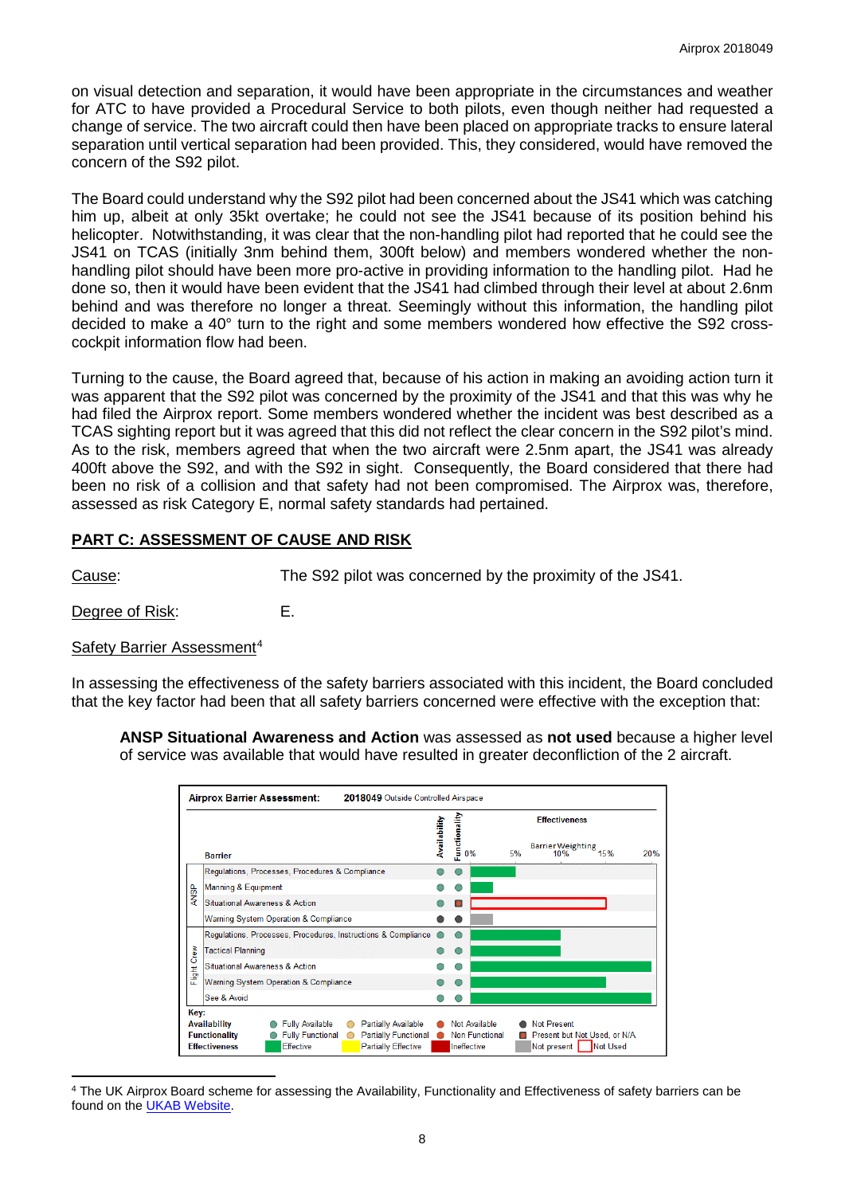on visual detection and separation, it would have been appropriate in the circumstances and weather for ATC to have provided a Procedural Service to both pilots, even though neither had requested a change of service. The two aircraft could then have been placed on appropriate tracks to ensure lateral separation until vertical separation had been provided. This, they considered, would have removed the concern of the S92 pilot.

The Board could understand why the S92 pilot had been concerned about the JS41 which was catching him up, albeit at only 35kt overtake; he could not see the JS41 because of its position behind his helicopter. Notwithstanding, it was clear that the non-handling pilot had reported that he could see the JS41 on TCAS (initially 3nm behind them, 300ft below) and members wondered whether the non-handling pilot should have been more pro-active in providing information to the handling pilot. Had he done so, then it would have been evident that the JS41 had climbed through their level at about 2.6nm behind and was therefore no longer a threat. Seemingly without this information, the handling pilot decided to make a 40° turn to the right and some members wondered how effective the S92 cross-cockpit information flow had been.

Turning to the cause, the Board agreed that, because of his action in making an avoiding action turn it was apparent that the S92 pilot was concerned by the proximity of the JS41 and that this was why he had filed the Airprox report. Some members wondered whether the incident was best described as a TCAS sighting report but it was agreed that this did not reflect the clear concern in the S92 pilot's mind. As to the risk, members agreed that when the two aircraft were 2.5nm apart, the JS41 was already 400ft above the S92, and with the S92 in sight. Consequently, the Board considered that there had been no risk of a collision and that safety had not been compromised. The Airprox was, therefore, assessed as risk Category E, normal safety standards had pertained.

## PART C: ASSESSMENT OF CAUSE AND RISK

Cause: The S92 pilot was concerned by the proximity of the JS41.

Degree of Risk: E.

Safety Barrier Assessment[4]

In assessing the effectiveness of the safety barriers associated with this incident, the Board concluded that the key factor had been that all safety barriers concerned were effective with the exception that:

> **ANSP Situational Awareness and Action** was assessed as **not used** because a higher level of service was available that would have resulted in greater deconfliction of the 2 aircraft.

Airprox Barrier Assessment: 2018049 Outside Controlled Airspace

Barrier | Availability | Functionality | Effectiveness

Barrier Weighting 0% 5% 10% 15% 20%

ANSP
Regulations, Processes, Procedures & Compliance
Manning & Equipment
Situational Awareness & Action
Warning System Operation & Compliance

Flight Crew
Regulations, Processes, Procedures, Instructions & Compliance
Tactical Planning
Situational Awareness & Action
Warning System Operation & Compliance
See & Avoid

Key:
Availability: Fully Available, Partially Available, Not Available, Not Present
Functionality: Fully Functional, Partially Functional, Non Functional, Present but Not Used, or N/A
Effectiveness: Effective, Partially Effective, Ineffective, Not present, Not Used

[4] The UK Airprox Board scheme for assessing the Availability, Functionality and Effectiveness of safety barriers can be found on the UKAB Website.